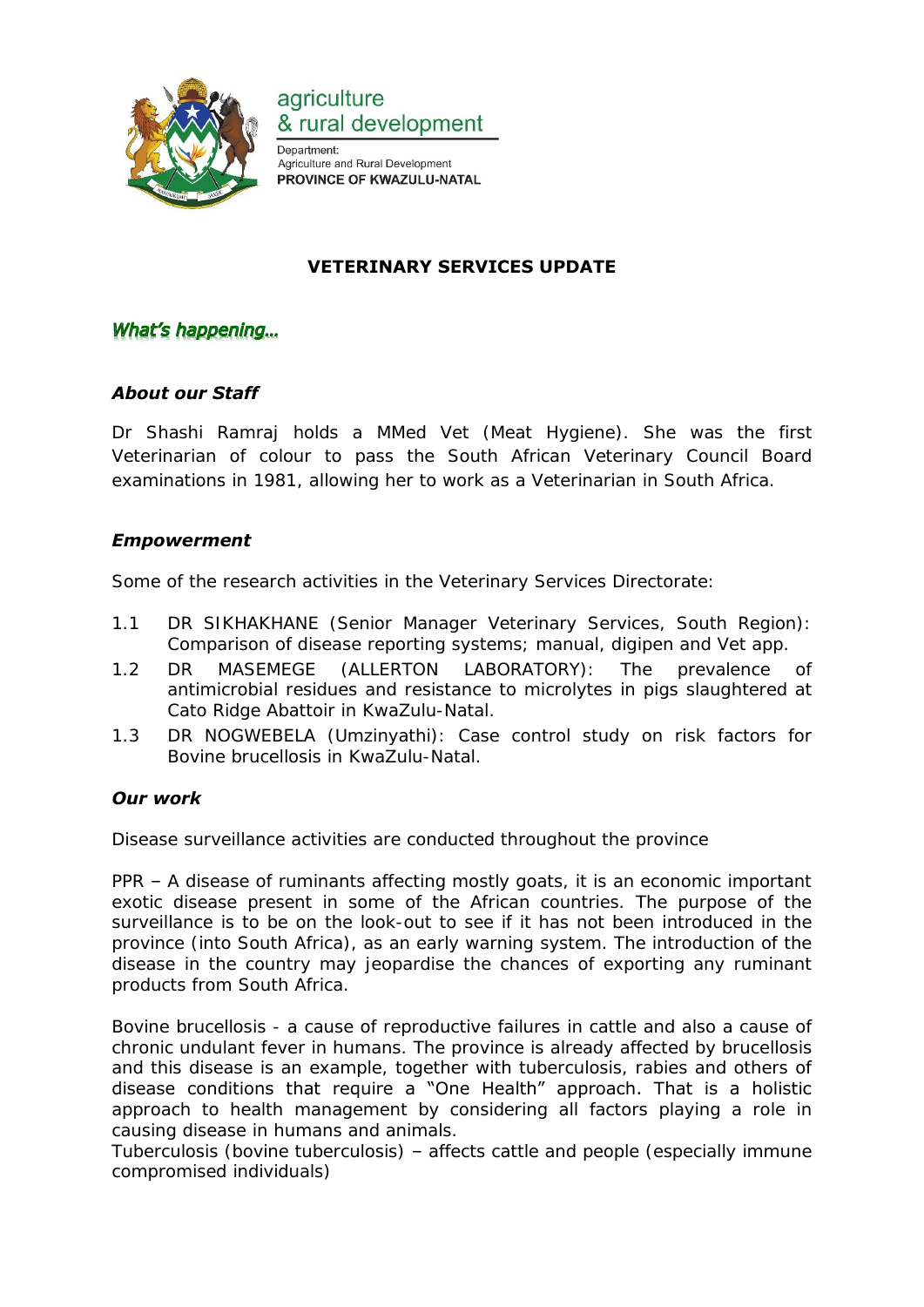agriculture
& rural development

Department:
Agriculture and Rural Development
**PROVINCE OF KWAZULU-NATAL**

# VETERINARY SERVICES UPDATE

## *What's happening…*

### *About our Staff*

Dr Shashi Ramraj holds a MMed Vet (Meat Hygiene). She was the first Veterinarian of colour to pass the South African Veterinary Council Board examinations in 1981, allowing her to work as a Veterinarian in South Africa.

### *Empowerment*

Some of the research activities in the Veterinary Services Directorate:

1.1 DR SIKHAKHANE (Senior Manager Veterinary Services, South Region): Comparison of disease reporting systems; manual, digipen and Vet app.

1.2 DR MASEMEGE (ALLERTON LABORATORY): The prevalence of antimicrobial residues and resistance to microlytes in pigs slaughtered at Cato Ridge Abattoir in KwaZulu-Natal.

1.3 DR NOGWEBELA (Umzinyathi): Case control study on risk factors for Bovine brucellosis in KwaZulu-Natal.

### *Our work*

Disease surveillance activities are conducted throughout the province

PPR – A disease of ruminants affecting mostly goats, it is an economic important exotic disease present in some of the African countries. The purpose of the surveillance is to be on the look-out to see if it has not been introduced in the province (into South Africa), as an early warning system. The introduction of the disease in the country may jeopardise the chances of exporting any ruminant products from South Africa.

Bovine brucellosis - a cause of reproductive failures in cattle and also a cause of chronic undulant fever in humans. The province is already affected by brucellosis and this disease is an example, together with tuberculosis, rabies and others of disease conditions that require a "One Health" approach. That is a holistic approach to health management by considering all factors playing a role in causing disease in humans and animals.
Tuberculosis (bovine tuberculosis) – affects cattle and people (especially immune compromised individuals)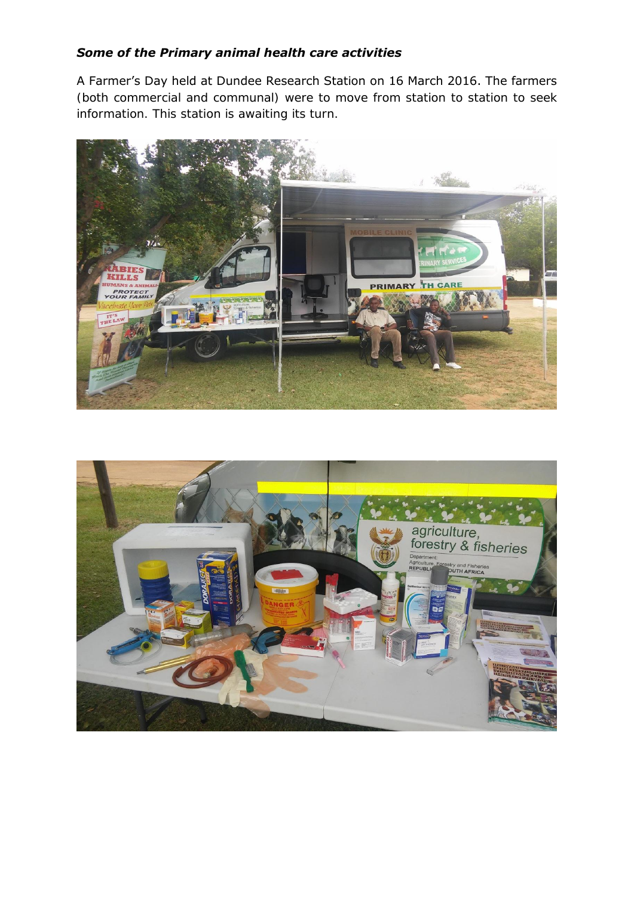***Some of the Primary animal health care activities***

A Farmer's Day held at Dundee Research Station on 16 March 2016. The farmers (both commercial and communal) were to move from station to station to seek information. This station is awaiting its turn.